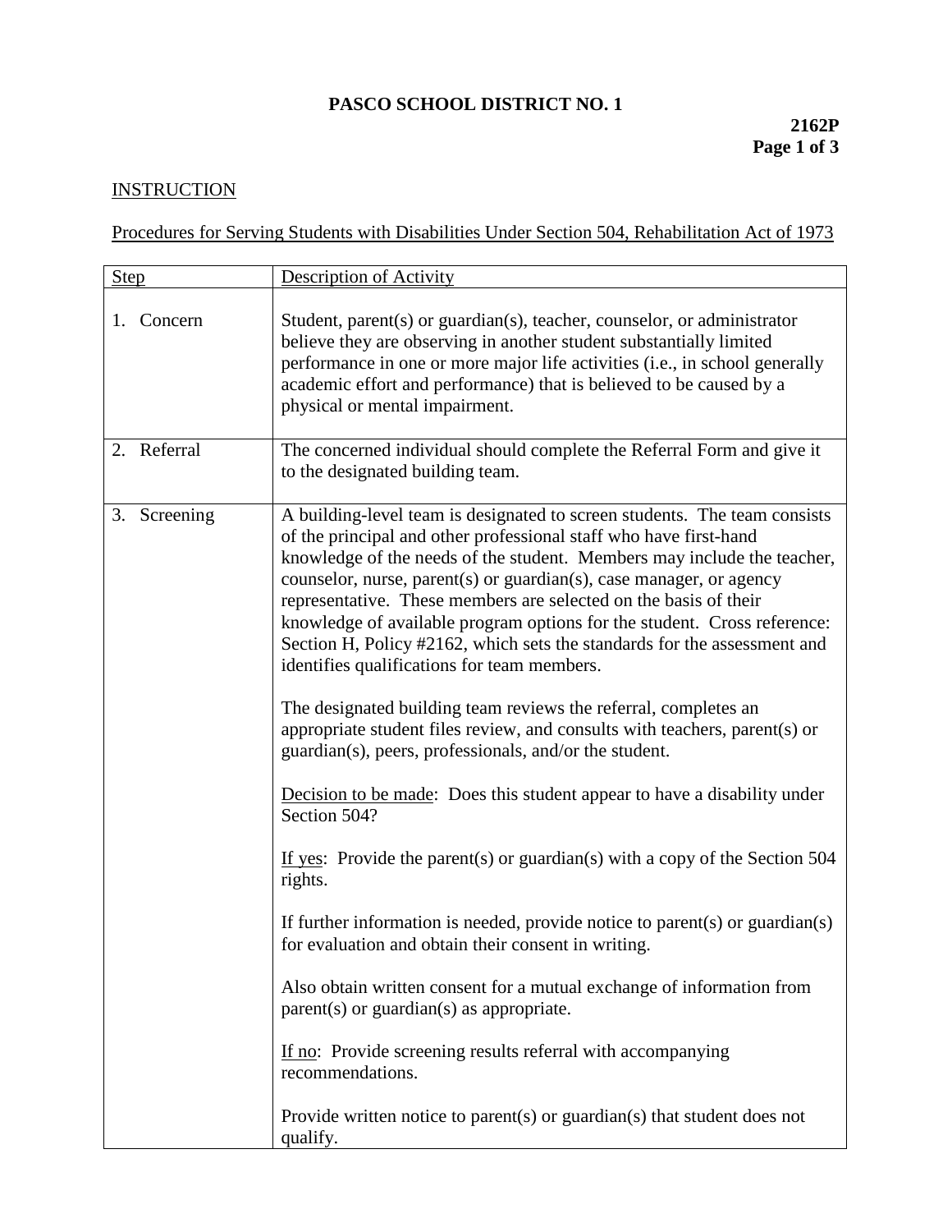# PASCO SCHOOL DISTRICT NO. 1

**2162P**

## INSTRUCTION

### Procedures for Serving Students with Disabilities Under Section 504, Rehabilitation Act of 1973

| Step | Description of Activity |
|---|---|
| 1. Concern | Student, parent(s) or guardian(s), teacher, counselor, or administrator believe they are observing in another student substantially limited performance in one or more major life activities (i.e., in school generally academic effort and performance) that is believed to be caused by a physical or mental impairment. |
| 2. Referral | The concerned individual should complete the Referral Form and give it to the designated building team. |
| 3. Screening | A building-level team is designated to screen students. The team consists of the principal and other professional staff who have first-hand knowledge of the needs of the student. Members may include the teacher, counselor, nurse, parent(s) or guardian(s), case manager, or agency representative. These members are selected on the basis of their knowledge of available program options for the student. Cross reference: Section H, Policy #2162, which sets the standards for the assessment and identifies qualifications for team members.<br><br>The designated building team reviews the referral, completes an appropriate student files review, and consults with teachers, parent(s) or guardian(s), peers, professionals, and/or the student.<br><br>Decision to be made: Does this student appear to have a disability under Section 504?<br><br>If yes: Provide the parent(s) or guardian(s) with a copy of the Section 504 rights.<br><br>If further information is needed, provide notice to parent(s) or guardian(s) for evaluation and obtain their consent in writing.<br><br>Also obtain written consent for a mutual exchange of information from parent(s) or guardian(s) as appropriate.<br><br>If no: Provide screening results referral with accompanying recommendations.<br><br>Provide written notice to parent(s) or guardian(s) that student does not qualify. |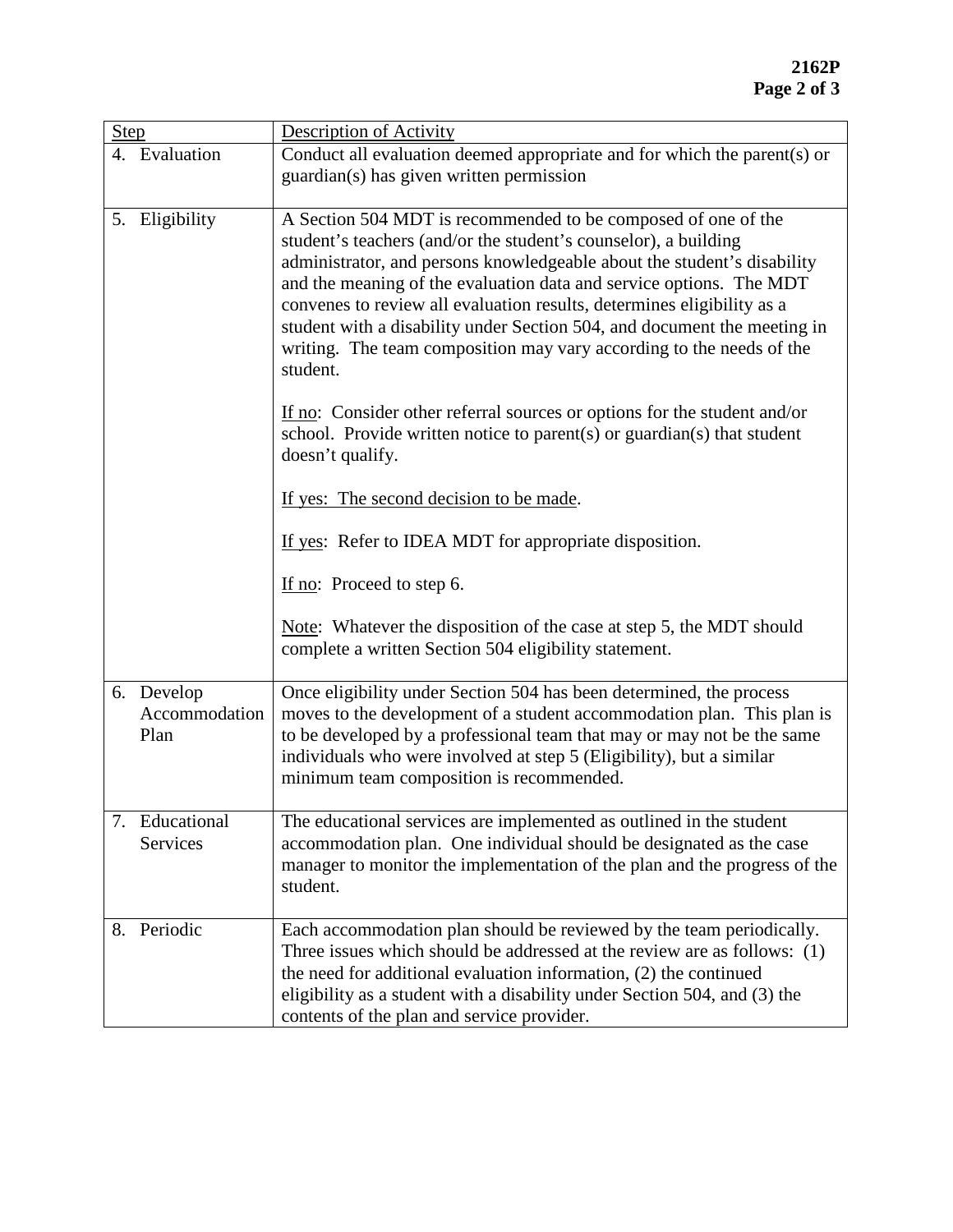| Step | Description of Activity |
|---|---|
| 4. Evaluation | Conduct all evaluation deemed appropriate and for which the parent(s) or guardian(s) has given written permission |
| 5. Eligibility | A Section 504 MDT is recommended to be composed of one of the student's teachers (and/or the student's counselor), a building administrator, and persons knowledgeable about the student's disability and the meaning of the evaluation data and service options. The MDT convenes to review all evaluation results, determines eligibility as a student with a disability under Section 504, and document the meeting in writing. The team composition may vary according to the needs of the student.<br><br>If no: Consider other referral sources or options for the student and/or school. Provide written notice to parent(s) or guardian(s) that student doesn't qualify.<br><br>If yes: The second decision to be made.<br><br>If yes: Refer to IDEA MDT for appropriate disposition.<br><br>If no: Proceed to step 6.<br><br>Note: Whatever the disposition of the case at step 5, the MDT should complete a written Section 504 eligibility statement. |
| 6. Develop Accommodation Plan | Once eligibility under Section 504 has been determined, the process moves to the development of a student accommodation plan. This plan is to be developed by a professional team that may or may not be the same individuals who were involved at step 5 (Eligibility), but a similar minimum team composition is recommended. |
| 7. Educational Services | The educational services are implemented as outlined in the student accommodation plan. One individual should be designated as the case manager to monitor the implementation of the plan and the progress of the student. |
| 8. Periodic | Each accommodation plan should be reviewed by the team periodically. Three issues which should be addressed at the review are as follows: (1) the need for additional evaluation information, (2) the continued eligibility as a student with a disability under Section 504, and (3) the contents of the plan and service provider. |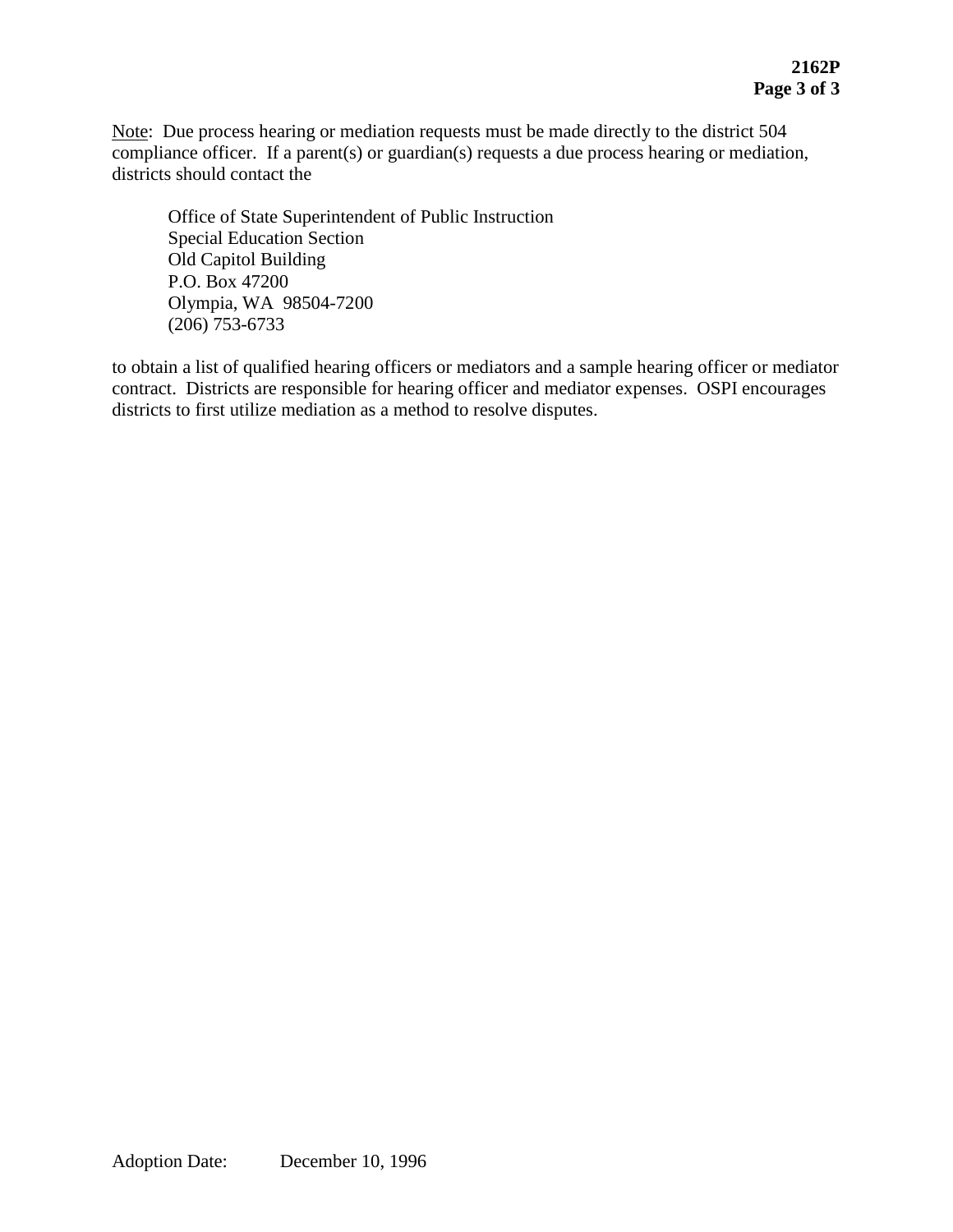<u>Note</u>: Due process hearing or mediation requests must be made directly to the district 504 compliance officer. If a parent(s) or guardian(s) requests a due process hearing or mediation, districts should contact the

> Office of State Superintendent of Public Instruction
> Special Education Section
> Old Capitol Building
> P.O. Box 47200
> Olympia, WA 98504-7200
> (206) 753-6733

to obtain a list of qualified hearing officers or mediators and a sample hearing officer or mediator contract. Districts are responsible for hearing officer and mediator expenses. OSPI encourages districts to first utilize mediation as a method to resolve disputes.

Adoption Date: December 10, 1996